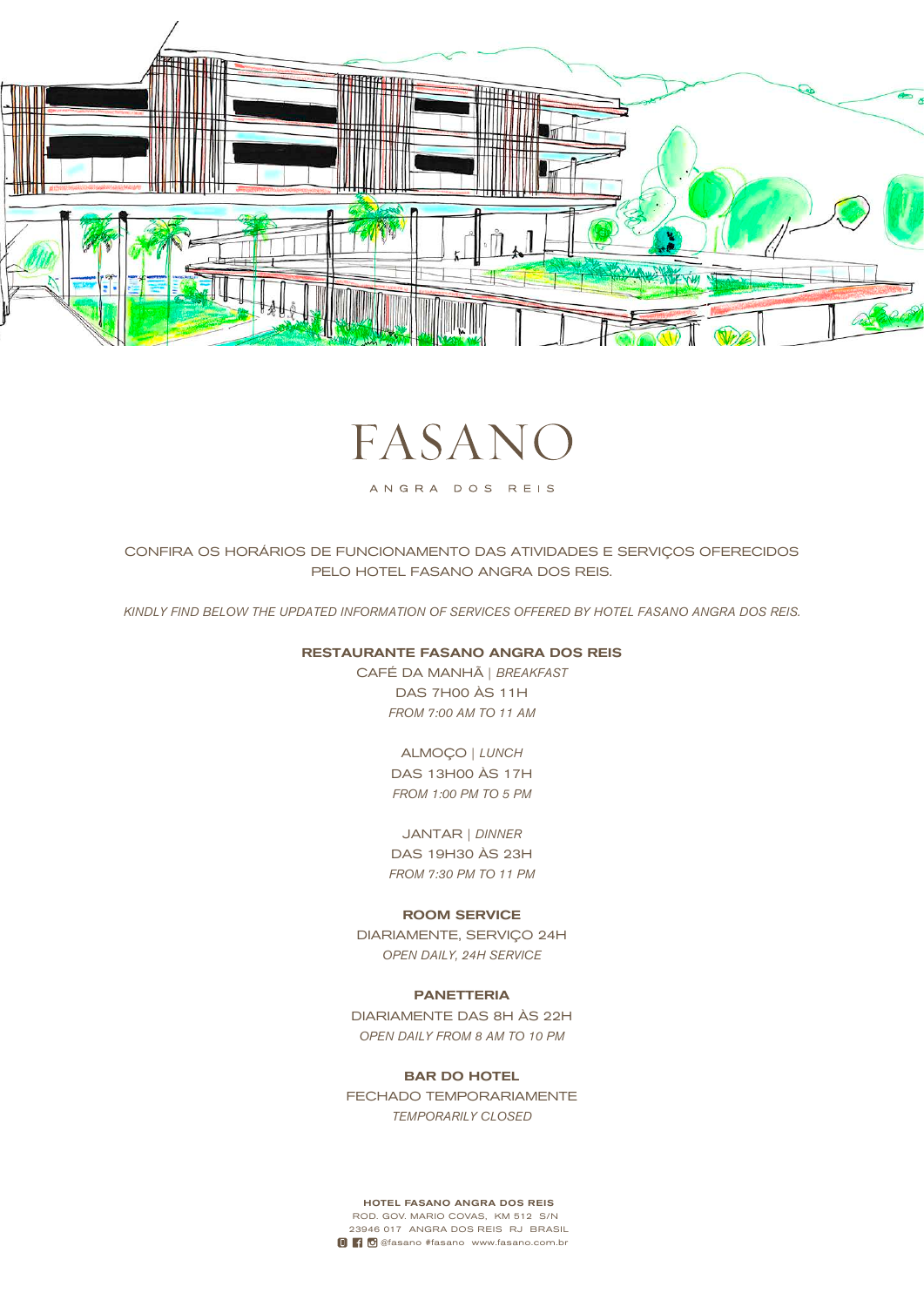# FASANO

ANGRA DOS REIS

CONFIRA OS HORÁRIOS DE FUNCIONAMENTO DAS ATIVIDADES E SERVIÇOS OFERECIDOS PELO HOTEL FASANO ANGRA DOS REIS.

*KINDLY FIND BELOW THE UPDATED INFORMATION OF SERVICES OFFERED BY HOTEL FASANO ANGRA DOS REIS.*

**RESTAURANTE FASANO ANGRA DOS REIS**

CAFÉ DA MANHÃ | *BREAKFAST*
DAS 7H00 ÀS 11H
*FROM 7:00 AM TO 11 AM*

ALMOÇO | *LUNCH*
DAS 13H00 ÀS 17H
*FROM 1:00 PM TO 5 PM*

JANTAR | *DINNER*
DAS 19H30 ÀS 23H
*FROM 7:30 PM TO 11 PM*

**ROOM SERVICE**

DIARIAMENTE, SERVIÇO 24H
*OPEN DAILY, 24H SERVICE*

**PANETTERIA**

DIARIAMENTE DAS 8H ÀS 22H
*OPEN DAILY FROM 8 AM TO 10 PM*

**BAR DO HOTEL**

FECHADO TEMPORARIAMENTE
*TEMPORARILY CLOSED*

**HOTEL FASANO ANGRA DOS REIS**
ROD. GOV. MARIO COVAS, KM 512 S/N
23946 017 ANGRA DOS REIS RJ BRASIL
@fasano #fasano www.fasano.com.br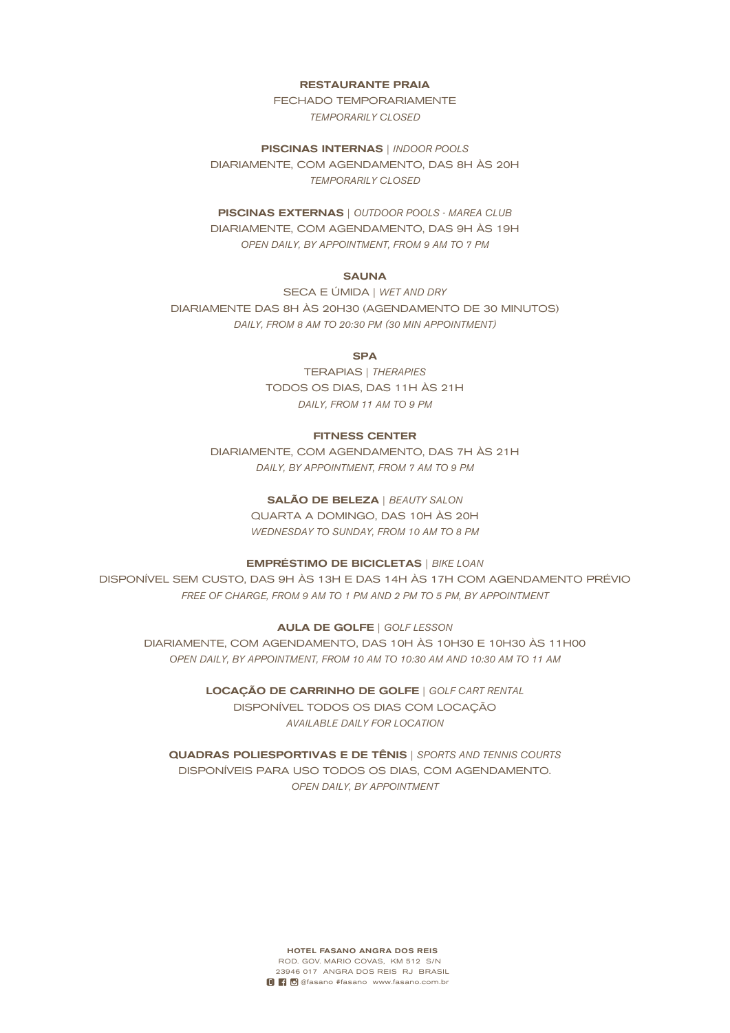**RESTAURANTE PRAIA**

FECHADO TEMPORARIAMENTE

*TEMPORARILY CLOSED*

**PISCINAS INTERNAS** | *INDOOR POOLS*

DIARIAMENTE, COM AGENDAMENTO, DAS 8H ÀS 20H

*TEMPORARILY CLOSED*

**PISCINAS EXTERNAS** | *OUTDOOR POOLS - MAREA CLUB*

DIARIAMENTE, COM AGENDAMENTO, DAS 9H ÀS 19H

*OPEN DAILY, BY APPOINTMENT, FROM 9 AM TO 7 PM*

**SAUNA**

SECA E ÚMIDA | *WET AND DRY*

DIARIAMENTE DAS 8H ÀS 20H30 (AGENDAMENTO DE 30 MINUTOS)

*DAILY, FROM 8 AM TO 20:30 PM (30 MIN APPOINTMENT)*

**SPA**

TERAPIAS | *THERAPIES*

TODOS OS DIAS, DAS 11H ÀS 21H

*DAILY, FROM 11 AM TO 9 PM*

**FITNESS CENTER**

DIARIAMENTE, COM AGENDAMENTO, DAS 7H ÀS 21H

*DAILY, BY APPOINTMENT, FROM 7 AM TO 9 PM*

**SALÃO DE BELEZA** | *BEAUTY SALON*

QUARTA A DOMINGO, DAS 10H ÀS 20H

*WEDNESDAY TO SUNDAY, FROM 10 AM TO 8 PM*

**EMPRÉSTIMO DE BICICLETAS** | *BIKE LOAN*

DISPONÍVEL SEM CUSTO, DAS 9H ÀS 13H E DAS 14H ÀS 17H COM AGENDAMENTO PRÉVIO

*FREE OF CHARGE, FROM 9 AM TO 1 PM AND 2 PM TO 5 PM, BY APPOINTMENT*

**AULA DE GOLFE** | *GOLF LESSON*

DIARIAMENTE, COM AGENDAMENTO, DAS 10H ÀS 10H30 E 10H30 ÀS 11H00

*OPEN DAILY, BY APPOINTMENT, FROM 10 AM TO 10:30 AM AND 10:30 AM TO 11 AM*

**LOCAÇÃO DE CARRINHO DE GOLFE** | *GOLF CART RENTAL*

DISPONÍVEL TODOS OS DIAS COM LOCAÇÃO

*AVAILABLE DAILY FOR LOCATION*

**QUADRAS POLIESPORTIVAS E DE TÊNIS** | *SPORTS AND TENNIS COURTS*

DISPONÍVEIS PARA USO TODOS OS DIAS, COM AGENDAMENTO.

*OPEN DAILY, BY APPOINTMENT*

**HOTEL FASANO ANGRA DOS REIS**

ROD. GOV. MARIO COVAS, KM 512 S/N

23946 017 ANGRA DOS REIS RJ BRASIL

@fasano #fasano www.fasano.com.br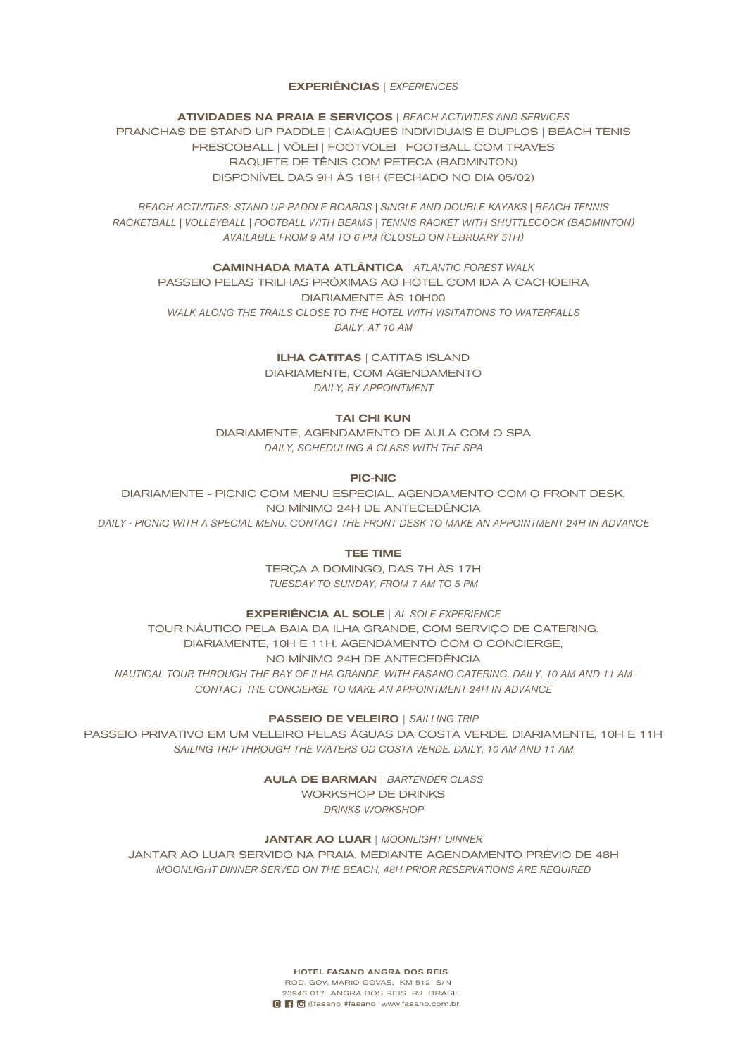## **EXPERIÊNCIAS** | *EXPERIENCES*

**ATIVIDADES NA PRAIA E SERVIÇOS** | *BEACH ACTIVITIES AND SERVICES*

PRANCHAS DE STAND UP PADDLE | CAIAQUES INDIVIDUAIS E DUPLOS | BEACH TENIS
FRESCOBALL | VÔLEI | FOOTVOLEI | FOOTBALL COM TRAVES
RAQUETE DE TÊNIS COM PETECA (BADMINTON)
DISPONÍVEL DAS 9H ÀS 18H (FECHADO NO DIA 05/02)

*BEACH ACTIVITIES: STAND UP PADDLE BOARDS | SINGLE AND DOUBLE KAYAKS | BEACH TENNIS*
*RACKETBALL | VOLLEYBALL | FOOTBALL WITH BEAMS | TENNIS RACKET WITH SHUTTLECOCK (BADMINTON)*
*AVAILABLE FROM 9 AM TO 6 PM (CLOSED ON FEBRUARY 5TH)*

**CAMINHADA MATA ATLÂNTICA** | *ATLANTIC FOREST WALK*

PASSEIO PELAS TRILHAS PRÓXIMAS AO HOTEL COM IDA A CACHOEIRA
DIARIAMENTE ÀS 10H00
*WALK ALONG THE TRAILS CLOSE TO THE HOTEL WITH VISITATIONS TO WATERFALLS*
*DAILY, AT 10 AM*

**ILHA CATITAS** | CATITAS ISLAND

DIARIAMENTE, COM AGENDAMENTO
*DAILY, BY APPOINTMENT*

**TAI CHI KUN**

DIARIAMENTE, AGENDAMENTO DE AULA COM O SPA
*DAILY, SCHEDULING A CLASS WITH THE SPA*

**PIC-NIC**

DIARIAMENTE - PICNIC COM MENU ESPECIAL. AGENDAMENTO COM O FRONT DESK,
NO MÍNIMO 24H DE ANTECEDÊNCIA
*DAILY - PICNIC WITH A SPECIAL MENU. CONTACT THE FRONT DESK TO MAKE AN APPOINTMENT 24H IN ADVANCE*

**TEE TIME**

TERÇA A DOMINGO, DAS 7H ÀS 17H
*TUESDAY TO SUNDAY, FROM 7 AM TO 5 PM*

**EXPERIÊNCIA AL SOLE** | *AL SOLE EXPERIENCE*

TOUR NÁUTICO PELA BAIA DA ILHA GRANDE, COM SERVIÇO DE CATERING.
DIARIAMENTE, 10H E 11H. AGENDAMENTO COM O CONCIERGE,
NO MÍNIMO 24H DE ANTECEDÊNCIA
*NAUTICAL TOUR THROUGH THE BAY OF ILHA GRANDE, WITH FASANO CATERING. DAILY, 10 AM AND 11 AM*
*CONTACT THE CONCIERGE TO MAKE AN APPOINTMENT 24H IN ADVANCE*

**PASSEIO DE VELEIRO** | *SAILLING TRIP*

PASSEIO PRIVATIVO EM UM VELEIRO PELAS ÁGUAS DA COSTA VERDE. DIARIAMENTE, 10H E 11H
*SAILING TRIP THROUGH THE WATERS OD COSTA VERDE. DAILY, 10 AM AND 11 AM*

**AULA DE BARMAN** | *BARTENDER CLASS*

WORKSHOP DE DRINKS
*DRINKS WORKSHOP*

**JANTAR AO LUAR** | *MOONLIGHT DINNER*

JANTAR AO LUAR SERVIDO NA PRAIA, MEDIANTE AGENDAMENTO PRÉVIO DE 48H
*MOONLIGHT DINNER SERVED ON THE BEACH, 48H PRIOR RESERVATIONS ARE REQUIRED*

**HOTEL FASANO ANGRA DOS REIS**
ROD. GOV. MARIO COVAS, KM 512 S/N
23946 017 ANGRA DOS REIS RJ BRASIL
@fasano #fasano www.fasano.com.br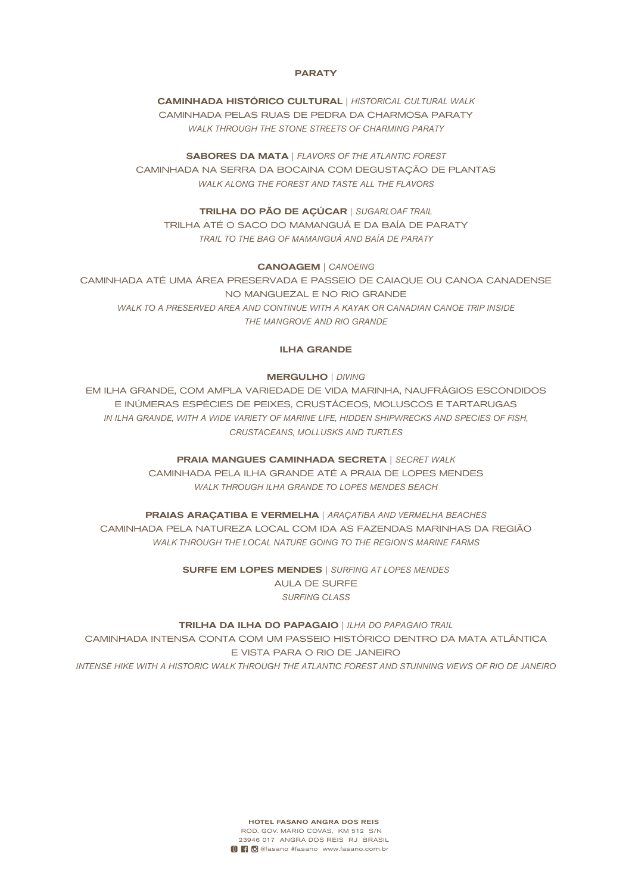## PARATY

**CAMINHADA HISTÓRICO CULTURAL** | *HISTORICAL CULTURAL WALK*
CAMINHADA PELAS RUAS DE PEDRA DA CHARMOSA PARATY
*WALK THROUGH THE STONE STREETS OF CHARMING PARATY*

**SABORES DA MATA** | *FLAVORS OF THE ATLANTIC FOREST*
CAMINHADA NA SERRA DA BOCAINA COM DEGUSTAÇÃO DE PLANTAS
*WALK ALONG THE FOREST AND TASTE ALL THE FLAVORS*

**TRILHA DO PÃO DE AÇÚCAR** | *SUGARLOAF TRAIL*
TRILHA ATÉ O SACO DO MAMANGUÁ E DA BAÍA DE PARATY
*TRAIL TO THE BAG OF MAMANGUÁ AND BAÍA DE PARATY*

**CANOAGEM** | *CANOEING*
CAMINHADA ATÉ UMA ÁREA PRESERVADA E PASSEIO DE CAIAQUE OU CANOA CANADENSE NO MANGUEZAL E NO RIO GRANDE
*WALK TO A PRESERVED AREA AND CONTINUE WITH A KAYAK OR CANADIAN CANOE TRIP INSIDE THE MANGROVE AND RIO GRANDE*

## ILHA GRANDE

**MERGULHO** | *DIVING*
EM ILHA GRANDE, COM AMPLA VARIEDADE DE VIDA MARINHA, NAUFRÁGIOS ESCONDIDOS E INÚMERAS ESPÉCIES DE PEIXES, CRUSTÁCEOS, MOLUSCOS E TARTARUGAS
*IN ILHA GRANDE, WITH A WIDE VARIETY OF MARINE LIFE, HIDDEN SHIPWRECKS AND SPECIES OF FISH, CRUSTACEANS, MOLLUSKS AND TURTLES*

**PRAIA MANGUES CAMINHADA SECRETA** | *SECRET WALK*
CAMINHADA PELA ILHA GRANDE ATÉ A PRAIA DE LOPES MENDES
*WALK THROUGH ILHA GRANDE TO LOPES MENDES BEACH*

**PRAIAS ARAÇATIBA E VERMELHA** | *ARAÇATIBA AND VERMELHA BEACHES*
CAMINHADA PELA NATUREZA LOCAL COM IDA AS FAZENDAS MARINHAS DA REGIÃO
*WALK THROUGH THE LOCAL NATURE GOING TO THE REGION'S MARINE FARMS*

**SURFE EM LOPES MENDES** | *SURFING AT LOPES MENDES*
AULA DE SURFE
*SURFING CLASS*

**TRILHA DA ILHA DO PAPAGAIO** | *ILHA DO PAPAGAIO TRAIL*
CAMINHADA INTENSA CONTA COM UM PASSEIO HISTÓRICO DENTRO DA MATA ATLÂNTICA E VISTA PARA O RIO DE JANEIRO
*INTENSE HIKE WITH A HISTORIC WALK THROUGH THE ATLANTIC FOREST AND STUNNING VIEWS OF RIO DE JANEIRO*

**HOTEL FASANO ANGRA DOS REIS**
ROD. GOV. MARIO COVAS, KM 512 S/N
23946 017 ANGRA DOS REIS RJ BRASIL
@fasano #fasano www.fasano.com.br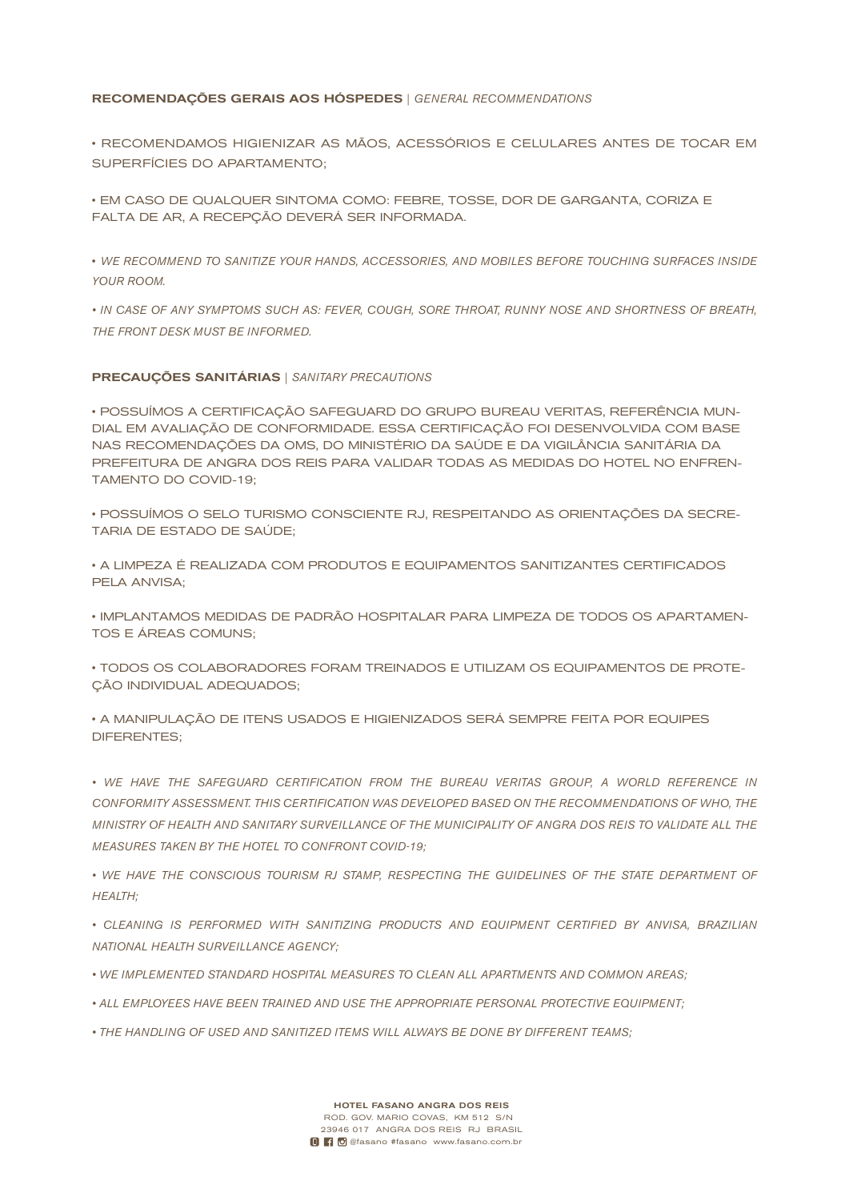**RECOMENDAÇÕES GERAIS AOS HÓSPEDES** | *GENERAL RECOMMENDATIONS*

• RECOMENDAMOS HIGIENIZAR AS MÃOS, ACESSÓRIOS E CELULARES ANTES DE TOCAR EM SUPERFÍCIES DO APARTAMENTO;

• EM CASO DE QUALQUER SINTOMA COMO: FEBRE, TOSSE, DOR DE GARGANTA, CORIZA E FALTA DE AR, A RECEPÇÃO DEVERÁ SER INFORMADA.

*• WE RECOMMEND TO SANITIZE YOUR HANDS, ACCESSORIES, AND MOBILES BEFORE TOUCHING SURFACES INSIDE YOUR ROOM.*

*• IN CASE OF ANY SYMPTOMS SUCH AS: FEVER, COUGH, SORE THROAT, RUNNY NOSE AND SHORTNESS OF BREATH, THE FRONT DESK MUST BE INFORMED.*

**PRECAUÇÕES SANITÁRIAS** | *SANITARY PRECAUTIONS*

• POSSUÍMOS A CERTIFICAÇÃO SAFEGUARD DO GRUPO BUREAU VERITAS, REFERÊNCIA MUNDIAL EM AVALIAÇÃO DE CONFORMIDADE. ESSA CERTIFICAÇÃO FOI DESENVOLVIDA COM BASE NAS RECOMENDAÇÕES DA OMS, DO MINISTÉRIO DA SAÚDE E DA VIGILÂNCIA SANITÁRIA DA PREFEITURA DE ANGRA DOS REIS PARA VALIDAR TODAS AS MEDIDAS DO HOTEL NO ENFRENTAMENTO DO COVID-19;

• POSSUÍMOS O SELO TURISMO CONSCIENTE RJ, RESPEITANDO AS ORIENTAÇÕES DA SECRETARIA DE ESTADO DE SAÚDE;

• A LIMPEZA É REALIZADA COM PRODUTOS E EQUIPAMENTOS SANITIZANTES CERTIFICADOS PELA ANVISA;

• IMPLANTAMOS MEDIDAS DE PADRÃO HOSPITALAR PARA LIMPEZA DE TODOS OS APARTAMENTOS E ÁREAS COMUNS;

• TODOS OS COLABORADORES FORAM TREINADOS E UTILIZAM OS EQUIPAMENTOS DE PROTEÇÃO INDIVIDUAL ADEQUADOS;

• A MANIPULAÇÃO DE ITENS USADOS E HIGIENIZADOS SERÁ SEMPRE FEITA POR EQUIPES DIFERENTES;

*• WE HAVE THE SAFEGUARD CERTIFICATION FROM THE BUREAU VERITAS GROUP, A WORLD REFERENCE IN CONFORMITY ASSESSMENT. THIS CERTIFICATION WAS DEVELOPED BASED ON THE RECOMMENDATIONS OF WHO, THE MINISTRY OF HEALTH AND SANITARY SURVEILLANCE OF THE MUNICIPALITY OF ANGRA DOS REIS TO VALIDATE ALL THE MEASURES TAKEN BY THE HOTEL TO CONFRONT COVID-19;*

*• WE HAVE THE CONSCIOUS TOURISM RJ STAMP, RESPECTING THE GUIDELINES OF THE STATE DEPARTMENT OF HEALTH;*

*• CLEANING IS PERFORMED WITH SANITIZING PRODUCTS AND EQUIPMENT CERTIFIED BY ANVISA, BRAZILIAN NATIONAL HEALTH SURVEILLANCE AGENCY;*

*• WE IMPLEMENTED STANDARD HOSPITAL MEASURES TO CLEAN ALL APARTMENTS AND COMMON AREAS;*

*• ALL EMPLOYEES HAVE BEEN TRAINED AND USE THE APPROPRIATE PERSONAL PROTECTIVE EQUIPMENT;*

*• THE HANDLING OF USED AND SANITIZED ITEMS WILL ALWAYS BE DONE BY DIFFERENT TEAMS;*

**HOTEL FASANO ANGRA DOS REIS**
ROD. GOV. MARIO COVAS, KM 512 S/N
23946 017 ANGRA DOS REIS RJ BRASIL
@fasano #fasano www.fasano.com.br